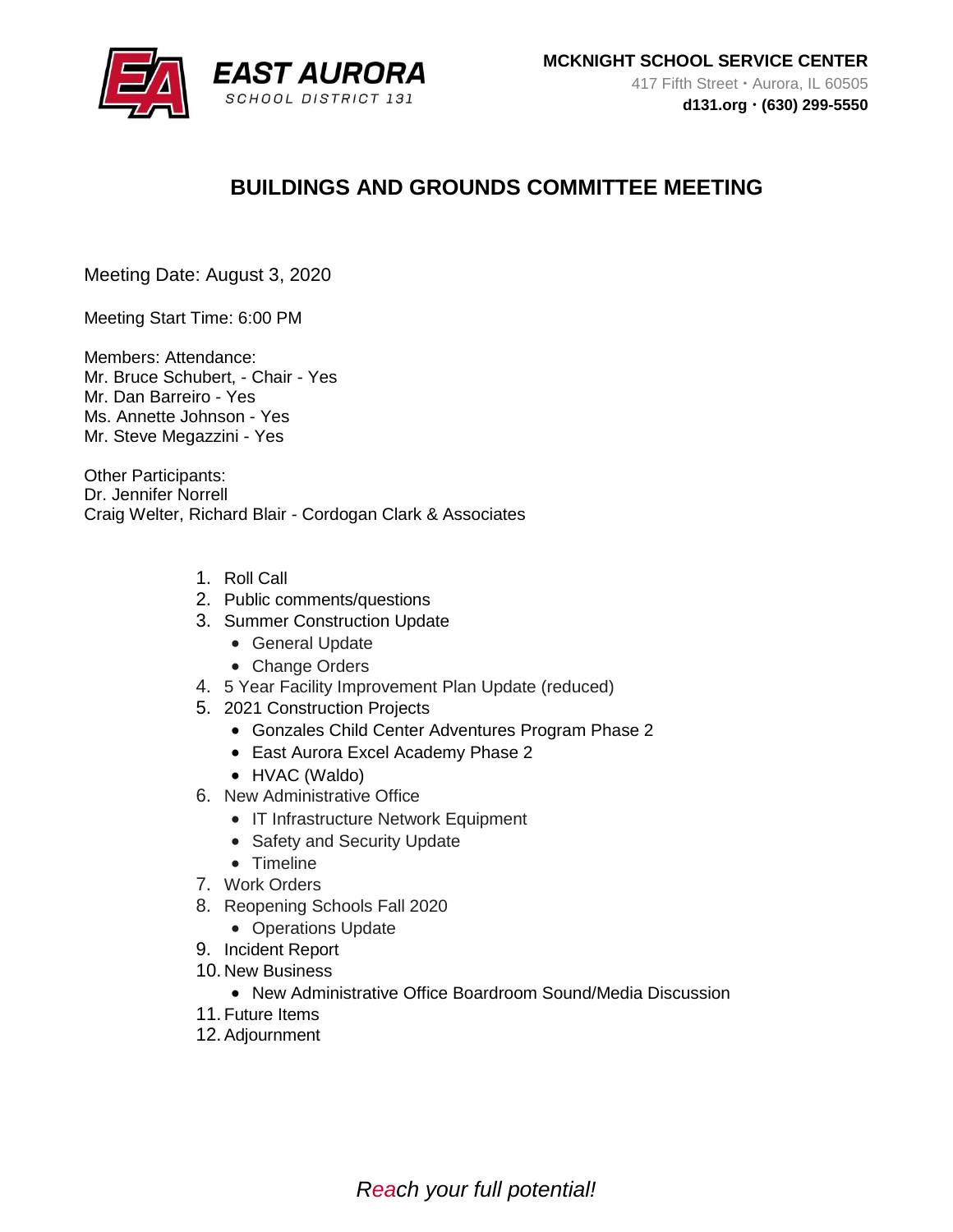**EAST AURORA**
SCHOOL DISTRICT 131

**MCKNIGHT SCHOOL SERVICE CENTER**
417 Fifth Street • Aurora, IL 60505
**d131.org • (630) 299-5550**

# BUILDINGS AND GROUNDS COMMITTEE MEETING

Meeting Date: August 3, 2020

Meeting Start Time: 6:00 PM

Members: Attendance:
Mr. Bruce Schubert, - Chair - Yes
Mr. Dan Barreiro - Yes
Ms. Annette Johnson - Yes
Mr. Steve Megazzini - Yes

Other Participants:
Dr. Jennifer Norrell
Craig Welter, Richard Blair - Cordogan Clark & Associates

1. Roll Call
2. Public comments/questions
3. Summer Construction Update
   - General Update
   - Change Orders
4. 5 Year Facility Improvement Plan Update (reduced)
5. 2021 Construction Projects
   - Gonzales Child Center Adventures Program Phase 2
   - East Aurora Excel Academy Phase 2
   - HVAC (Waldo)
6. New Administrative Office
   - IT Infrastructure Network Equipment
   - Safety and Security Update
   - Timeline
7. Work Orders
8. Reopening Schools Fall 2020
   - Operations Update
9. Incident Report
10. New Business
    - New Administrative Office Boardroom Sound/Media Discussion
11. Future Items
12. Adjournment

*Reach your full potential!*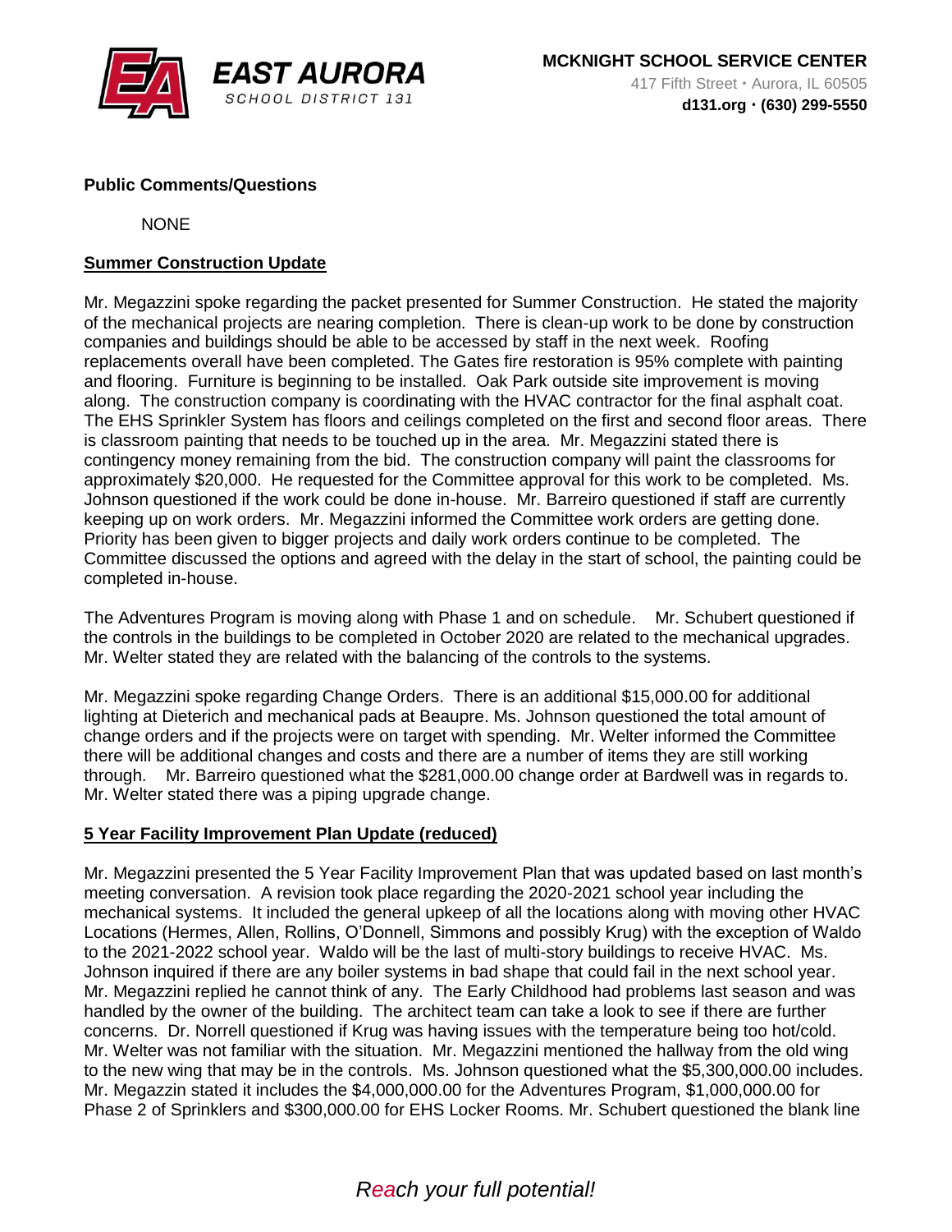**Public Comments/Questions**

NONE

## Summer Construction Update

Mr. Megazzini spoke regarding the packet presented for Summer Construction. He stated the majority of the mechanical projects are nearing completion. There is clean-up work to be done by construction companies and buildings should be able to be accessed by staff in the next week. Roofing replacements overall have been completed. The Gates fire restoration is 95% complete with painting and flooring. Furniture is beginning to be installed. Oak Park outside site improvement is moving along. The construction company is coordinating with the HVAC contractor for the final asphalt coat. The EHS Sprinkler System has floors and ceilings completed on the first and second floor areas. There is classroom painting that needs to be touched up in the area. Mr. Megazzini stated there is contingency money remaining from the bid. The construction company will paint the classrooms for approximately $20,000. He requested for the Committee approval for this work to be completed. Ms. Johnson questioned if the work could be done in-house. Mr. Barreiro questioned if staff are currently keeping up on work orders. Mr. Megazzini informed the Committee work orders are getting done. Priority has been given to bigger projects and daily work orders continue to be completed. The Committee discussed the options and agreed with the delay in the start of school, the painting could be completed in-house.

The Adventures Program is moving along with Phase 1 and on schedule. Mr. Schubert questioned if the controls in the buildings to be completed in October 2020 are related to the mechanical upgrades. Mr. Welter stated they are related with the balancing of the controls to the systems.

Mr. Megazzini spoke regarding Change Orders. There is an additional $15,000.00 for additional lighting at Dieterich and mechanical pads at Beaupre. Ms. Johnson questioned the total amount of change orders and if the projects were on target with spending. Mr. Welter informed the Committee there will be additional changes and costs and there are a number of items they are still working through. Mr. Barreiro questioned what the $281,000.00 change order at Bardwell was in regards to. Mr. Welter stated there was a piping upgrade change.

## 5 Year Facility Improvement Plan Update (reduced)

Mr. Megazzini presented the 5 Year Facility Improvement Plan that was updated based on last month's meeting conversation. A revision took place regarding the 2020-2021 school year including the mechanical systems. It included the general upkeep of all the locations along with moving other HVAC Locations (Hermes, Allen, Rollins, O'Donnell, Simmons and possibly Krug) with the exception of Waldo to the 2021-2022 school year. Waldo will be the last of multi-story buildings to receive HVAC. Ms. Johnson inquired if there are any boiler systems in bad shape that could fail in the next school year. Mr. Megazzini replied he cannot think of any. The Early Childhood had problems last season and was handled by the owner of the building. The architect team can take a look to see if there are further concerns. Dr. Norrell questioned if Krug was having issues with the temperature being too hot/cold. Mr. Welter was not familiar with the situation. Mr. Megazzini mentioned the hallway from the old wing to the new wing that may be in the controls. Ms. Johnson questioned what the $5,300,000.00 includes. Mr. Megazzin stated it includes the $4,000,000.00 for the Adventures Program, $1,000,000.00 for Phase 2 of Sprinklers and $300,000.00 for EHS Locker Rooms. Mr. Schubert questioned the blank line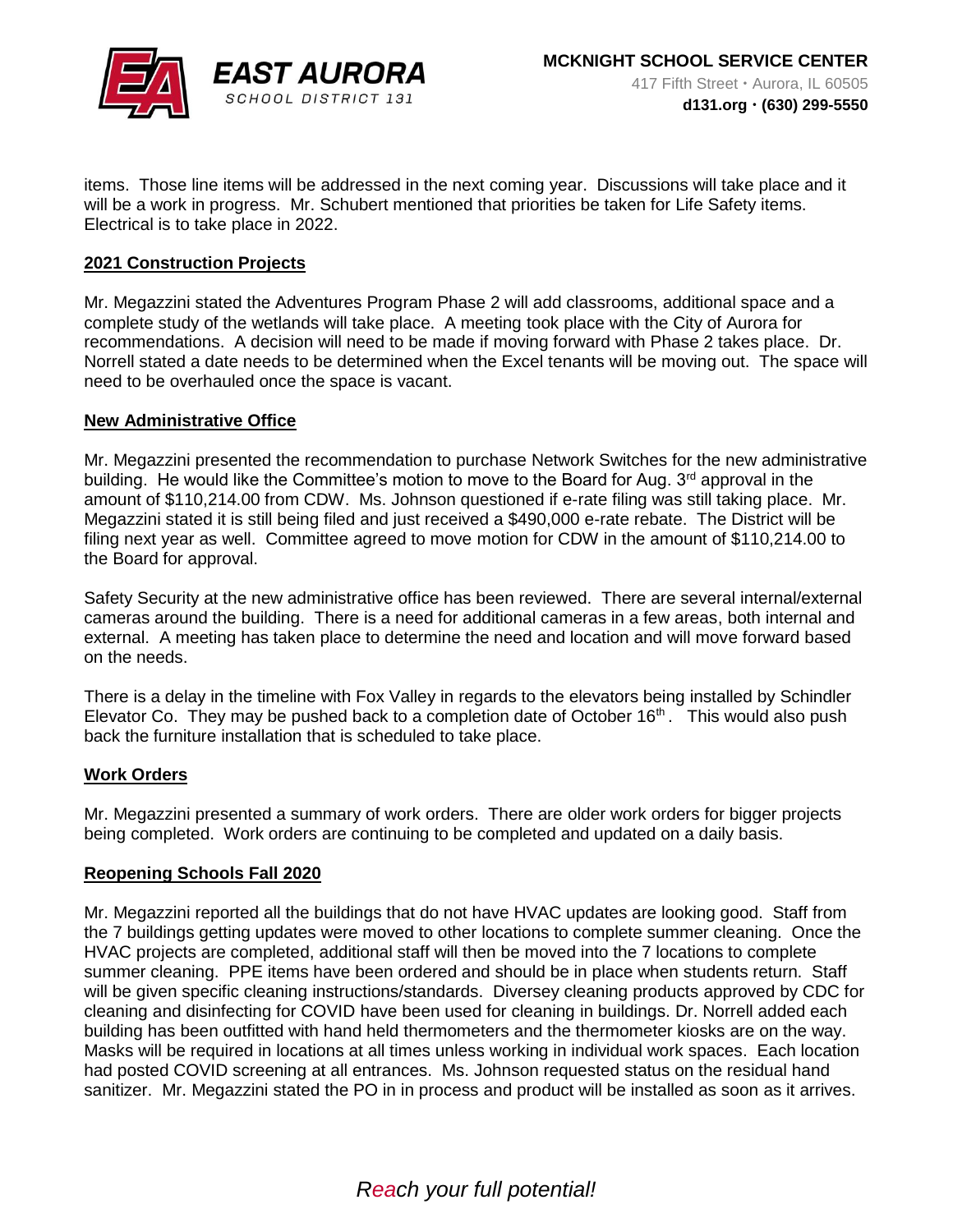items. Those line items will be addressed in the next coming year. Discussions will take place and it will be a work in progress. Mr. Schubert mentioned that priorities be taken for Life Safety items. Electrical is to take place in 2022.

## 2021 Construction Projects

Mr. Megazzini stated the Adventures Program Phase 2 will add classrooms, additional space and a complete study of the wetlands will take place. A meeting took place with the City of Aurora for recommendations. A decision will need to be made if moving forward with Phase 2 takes place. Dr. Norrell stated a date needs to be determined when the Excel tenants will be moving out. The space will need to be overhauled once the space is vacant.

## New Administrative Office

Mr. Megazzini presented the recommendation to purchase Network Switches for the new administrative building. He would like the Committee's motion to move to the Board for Aug. 3rd approval in the amount of $110,214.00 from CDW. Ms. Johnson questioned if e-rate filing was still taking place. Mr. Megazzini stated it is still being filed and just received a $490,000 e-rate rebate. The District will be filing next year as well. Committee agreed to move motion for CDW in the amount of $110,214.00 to the Board for approval.

Safety Security at the new administrative office has been reviewed. There are several internal/external cameras around the building. There is a need for additional cameras in a few areas, both internal and external. A meeting has taken place to determine the need and location and will move forward based on the needs.

There is a delay in the timeline with Fox Valley in regards to the elevators being installed by Schindler Elevator Co. They may be pushed back to a completion date of October 16th. This would also push back the furniture installation that is scheduled to take place.

## Work Orders

Mr. Megazzini presented a summary of work orders. There are older work orders for bigger projects being completed. Work orders are continuing to be completed and updated on a daily basis.

## Reopening Schools Fall 2020

Mr. Megazzini reported all the buildings that do not have HVAC updates are looking good. Staff from the 7 buildings getting updates were moved to other locations to complete summer cleaning. Once the HVAC projects are completed, additional staff will then be moved into the 7 locations to complete summer cleaning. PPE items have been ordered and should be in place when students return. Staff will be given specific cleaning instructions/standards. Diversey cleaning products approved by CDC for cleaning and disinfecting for COVID have been used for cleaning in buildings. Dr. Norrell added each building has been outfitted with hand held thermometers and the thermometer kiosks are on the way. Masks will be required in locations at all times unless working in individual work spaces. Each location had posted COVID screening at all entrances. Ms. Johnson requested status on the residual hand sanitizer. Mr. Megazzini stated the PO in in process and product will be installed as soon as it arrives.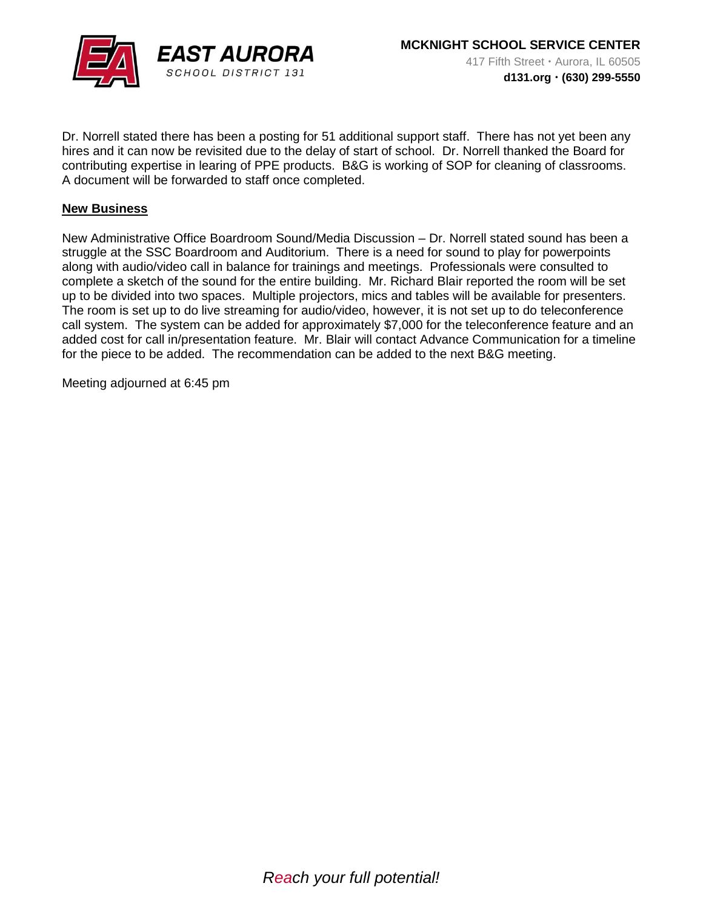Dr. Norrell stated there has been a posting for 51 additional support staff. There has not yet been any hires and it can now be revisited due to the delay of start of school. Dr. Norrell thanked the Board for contributing expertise in learing of PPE products. B&G is working of SOP for cleaning of classrooms. A document will be forwarded to staff once completed.

**New Business**

New Administrative Office Boardroom Sound/Media Discussion – Dr. Norrell stated sound has been a struggle at the SSC Boardroom and Auditorium. There is a need for sound to play for powerpoints along with audio/video call in balance for trainings and meetings. Professionals were consulted to complete a sketch of the sound for the entire building. Mr. Richard Blair reported the room will be set up to be divided into two spaces. Multiple projectors, mics and tables will be available for presenters. The room is set up to do live streaming for audio/video, however, it is not set up to do teleconference call system. The system can be added for approximately $7,000 for the teleconference feature and an added cost for call in/presentation feature. Mr. Blair will contact Advance Communication for a timeline for the piece to be added. The recommendation can be added to the next B&G meeting.

Meeting adjourned at 6:45 pm